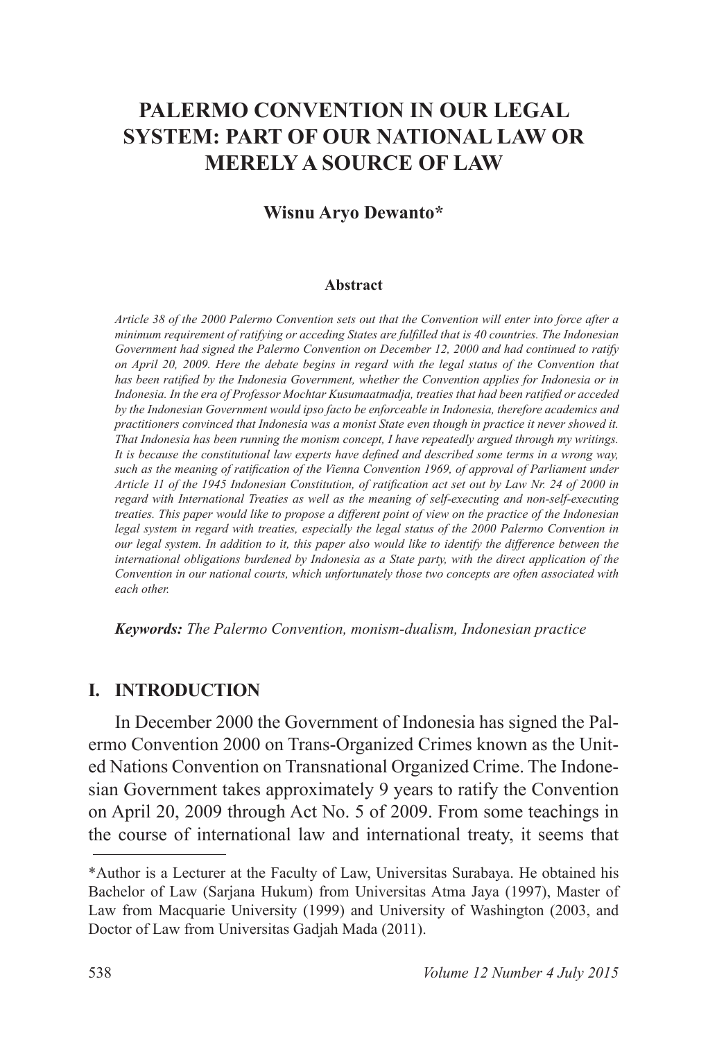# PALERMO CONVENTION IN OUR LEGAL SYSTEM: PART OF OUR NATIONAL LAW OR MERELY A SOURCE OF LAW

**Wisnu Aryo Dewanto***

**Abstract**

*Article 38 of the 2000 Palermo Convention sets out that the Convention will enter into force after a minimum requirement of ratifying or acceding States are fulfilled that is 40 countries. The Indonesian Government had signed the Palermo Convention on December 12, 2000 and had continued to ratify on April 20, 2009. Here the debate begins in regard with the legal status of the Convention that has been ratified by the Indonesia Government, whether the Convention applies for Indonesia or in Indonesia. In the era of Professor Mochtar Kusumaatmadja, treaties that had been ratified or acceded by the Indonesian Government would ipso facto be enforceable in Indonesia, therefore academics and practitioners convinced that Indonesia was a monist State even though in practice it never showed it. That Indonesia has been running the monism concept, I have repeatedly argued through my writings. It is because the constitutional law experts have defined and described some terms in a wrong way, such as the meaning of ratification of the Vienna Convention 1969, of approval of Parliament under Article 11 of the 1945 Indonesian Constitution, of ratification act set out by Law Nr. 24 of 2000 in regard with International Treaties as well as the meaning of self-executing and non-self-executing treaties. This paper would like to propose a different point of view on the practice of the Indonesian legal system in regard with treaties, especially the legal status of the 2000 Palermo Convention in our legal system. In addition to it, this paper also would like to identify the difference between the international obligations burdened by Indonesia as a State party, with the direct application of the Convention in our national courts, which unfortunately those two concepts are often associated with each other.*

***Keywords:*** *The Palermo Convention, monism-dualism, Indonesian practice*

## I. INTRODUCTION

In December 2000 the Government of Indonesia has signed the Palermo Convention 2000 on Trans-Organized Crimes known as the United Nations Convention on Transnational Organized Crime. The Indonesian Government takes approximately 9 years to ratify the Convention on April 20, 2009 through Act No. 5 of 2009. From some teachings in the course of international law and international treaty, it seems that

---

*Author is a Lecturer at the Faculty of Law, Universitas Surabaya. He obtained his Bachelor of Law (Sarjana Hukum) from Universitas Atma Jaya (1997), Master of Law from Macquarie University (1999) and University of Washington (2003, and Doctor of Law from Universitas Gadjah Mada (2011).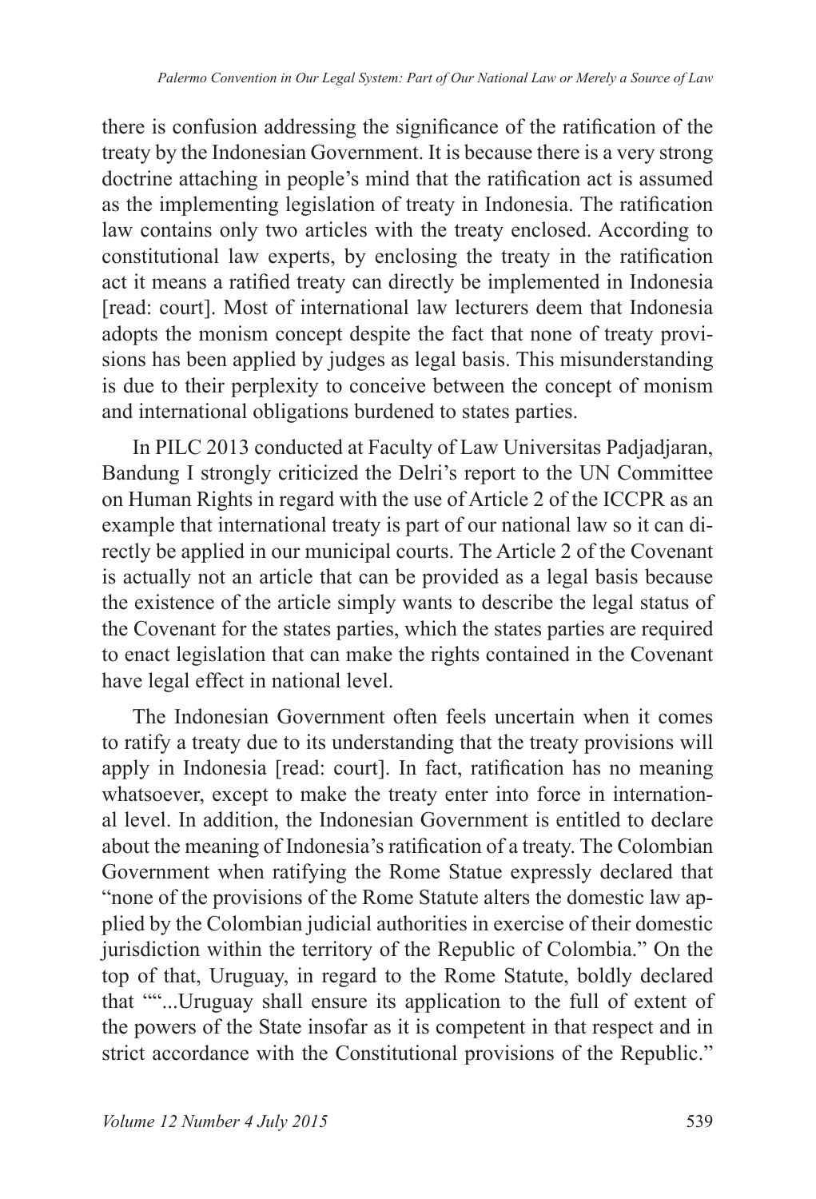there is confusion addressing the significance of the ratification of the treaty by the Indonesian Government. It is because there is a very strong doctrine attaching in people's mind that the ratification act is assumed as the implementing legislation of treaty in Indonesia. The ratification law contains only two articles with the treaty enclosed. According to constitutional law experts, by enclosing the treaty in the ratification act it means a ratified treaty can directly be implemented in Indonesia [read: court]. Most of international law lecturers deem that Indonesia adopts the monism concept despite the fact that none of treaty provisions has been applied by judges as legal basis. This misunderstanding is due to their perplexity to conceive between the concept of monism and international obligations burdened to states parties.

In PILC 2013 conducted at Faculty of Law Universitas Padjadjaran, Bandung I strongly criticized the Delri's report to the UN Committee on Human Rights in regard with the use of Article 2 of the ICCPR as an example that international treaty is part of our national law so it can directly be applied in our municipal courts. The Article 2 of the Covenant is actually not an article that can be provided as a legal basis because the existence of the article simply wants to describe the legal status of the Covenant for the states parties, which the states parties are required to enact legislation that can make the rights contained in the Covenant have legal effect in national level.

The Indonesian Government often feels uncertain when it comes to ratify a treaty due to its understanding that the treaty provisions will apply in Indonesia [read: court]. In fact, ratification has no meaning whatsoever, except to make the treaty enter into force in international level. In addition, the Indonesian Government is entitled to declare about the meaning of Indonesia's ratification of a treaty. The Colombian Government when ratifying the Rome Statue expressly declared that "none of the provisions of the Rome Statute alters the domestic law applied by the Colombian judicial authorities in exercise of their domestic jurisdiction within the territory of the Republic of Colombia." On the top of that, Uruguay, in regard to the Rome Statute, boldly declared that ""'...Uruguay shall ensure its application to the full of extent of the powers of the State insofar as it is competent in that respect and in strict accordance with the Constitutional provisions of the Republic."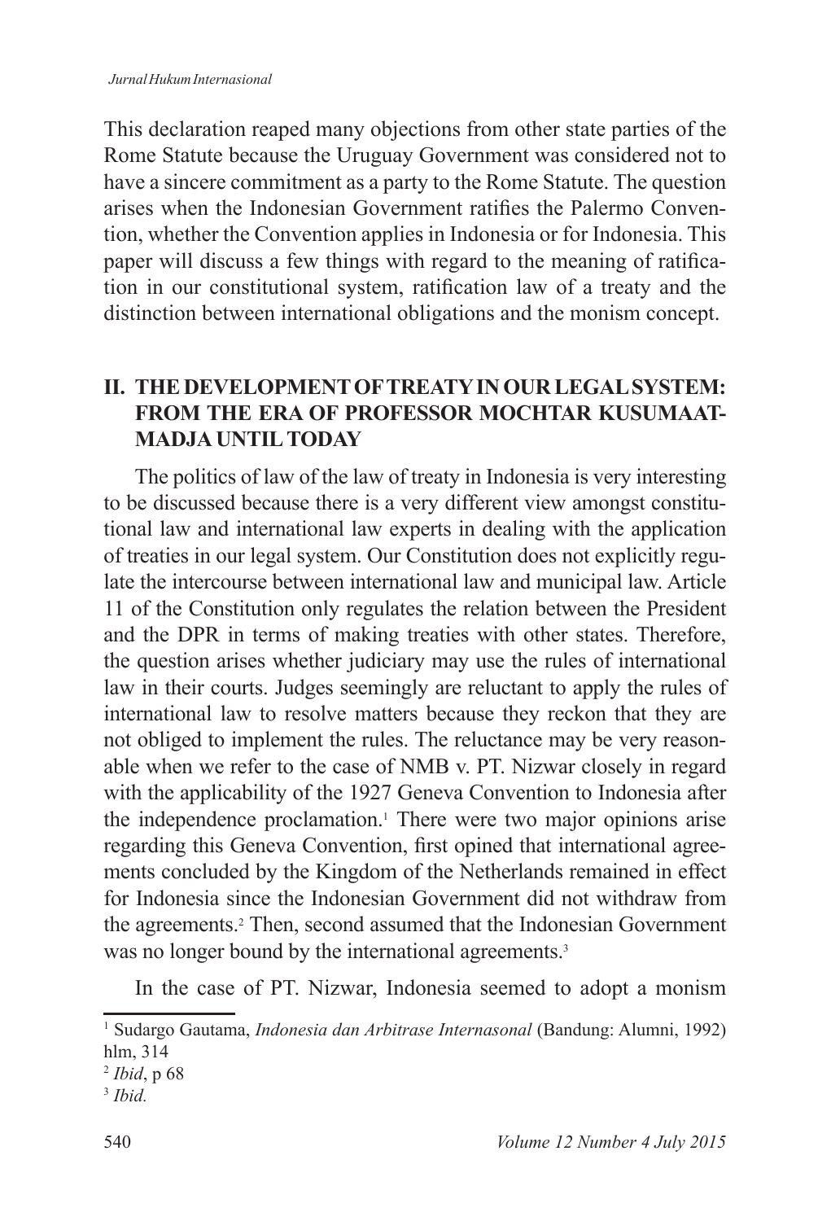This declaration reaped many objections from other state parties of the Rome Statute because the Uruguay Government was considered not to have a sincere commitment as a party to the Rome Statute. The question arises when the Indonesian Government ratifies the Palermo Convention, whether the Convention applies in Indonesia or for Indonesia. This paper will discuss a few things with regard to the meaning of ratification in our constitutional system, ratification law of a treaty and the distinction between international obligations and the monism concept.

## II. THE DEVELOPMENT OF TREATY IN OUR LEGAL SYSTEM: FROM THE ERA OF PROFESSOR MOCHTAR KUSUMAATMADJA UNTIL TODAY

The politics of law of the law of treaty in Indonesia is very interesting to be discussed because there is a very different view amongst constitutional law and international law experts in dealing with the application of treaties in our legal system. Our Constitution does not explicitly regulate the intercourse between international law and municipal law. Article 11 of the Constitution only regulates the relation between the President and the DPR in terms of making treaties with other states. Therefore, the question arises whether judiciary may use the rules of international law in their courts. Judges seemingly are reluctant to apply the rules of international law to resolve matters because they reckon that they are not obliged to implement the rules. The reluctance may be very reasonable when we refer to the case of NMB v. PT. Nizwar closely in regard with the applicability of the 1927 Geneva Convention to Indonesia after the independence proclamation.[1] There were two major opinions arise regarding this Geneva Convention, first opined that international agreements concluded by the Kingdom of the Netherlands remained in effect for Indonesia since the Indonesian Government did not withdraw from the agreements.[2] Then, second assumed that the Indonesian Government was no longer bound by the international agreements.[3]

In the case of PT. Nizwar, Indonesia seemed to adopt a monism

---

[1] Sudargo Gautama, *Indonesia dan Arbitrase Internasonal* (Bandung: Alumni, 1992) hlm, 314

[2] *Ibid*, p 68

[3] *Ibid.*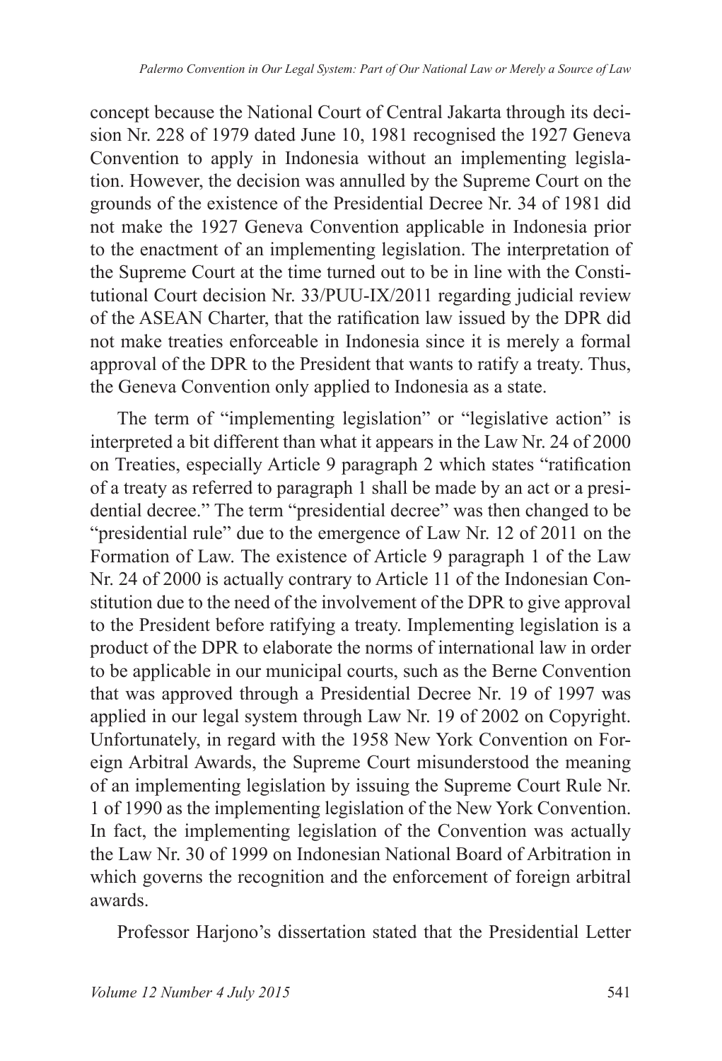concept because the National Court of Central Jakarta through its decision Nr. 228 of 1979 dated June 10, 1981 recognised the 1927 Geneva Convention to apply in Indonesia without an implementing legislation. However, the decision was annulled by the Supreme Court on the grounds of the existence of the Presidential Decree Nr. 34 of 1981 did not make the 1927 Geneva Convention applicable in Indonesia prior to the enactment of an implementing legislation. The interpretation of the Supreme Court at the time turned out to be in line with the Constitutional Court decision Nr. 33/PUU-IX/2011 regarding judicial review of the ASEAN Charter, that the ratification law issued by the DPR did not make treaties enforceable in Indonesia since it is merely a formal approval of the DPR to the President that wants to ratify a treaty. Thus, the Geneva Convention only applied to Indonesia as a state.

The term of "implementing legislation" or "legislative action" is interpreted a bit different than what it appears in the Law Nr. 24 of 2000 on Treaties, especially Article 9 paragraph 2 which states "ratification of a treaty as referred to paragraph 1 shall be made by an act or a presidential decree." The term "presidential decree" was then changed to be "presidential rule" due to the emergence of Law Nr. 12 of 2011 on the Formation of Law. The existence of Article 9 paragraph 1 of the Law Nr. 24 of 2000 is actually contrary to Article 11 of the Indonesian Constitution due to the need of the involvement of the DPR to give approval to the President before ratifying a treaty. Implementing legislation is a product of the DPR to elaborate the norms of international law in order to be applicable in our municipal courts, such as the Berne Convention that was approved through a Presidential Decree Nr. 19 of 1997 was applied in our legal system through Law Nr. 19 of 2002 on Copyright. Unfortunately, in regard with the 1958 New York Convention on Foreign Arbitral Awards, the Supreme Court misunderstood the meaning of an implementing legislation by issuing the Supreme Court Rule Nr. 1 of 1990 as the implementing legislation of the New York Convention. In fact, the implementing legislation of the Convention was actually the Law Nr. 30 of 1999 on Indonesian National Board of Arbitration in which governs the recognition and the enforcement of foreign arbitral awards.

Professor Harjono's dissertation stated that the Presidential Letter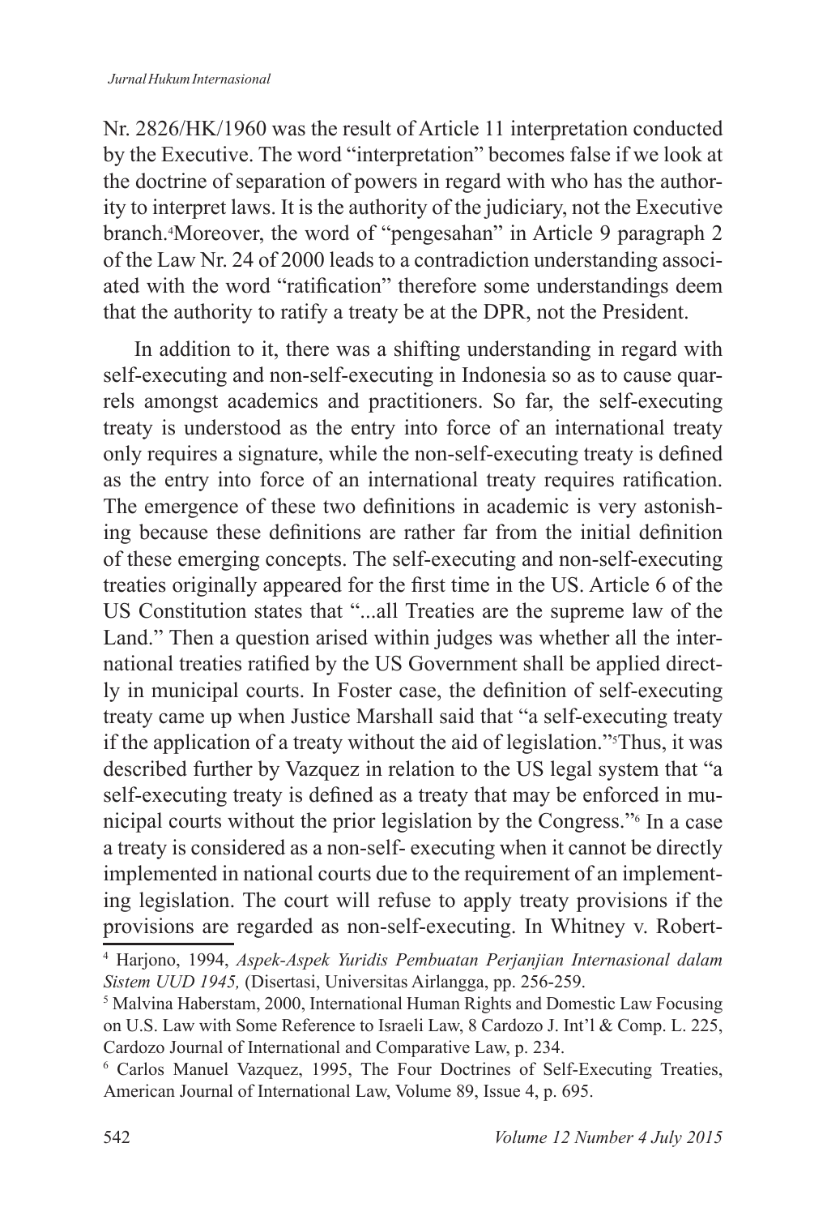Nr. 2826/HK/1960 was the result of Article 11 interpretation conducted by the Executive. The word "interpretation" becomes false if we look at the doctrine of separation of powers in regard with who has the authority to interpret laws. It is the authority of the judiciary, not the Executive branch.[4] Moreover, the word of "pengesahan" in Article 9 paragraph 2 of the Law Nr. 24 of 2000 leads to a contradiction understanding associated with the word "ratification" therefore some understandings deem that the authority to ratify a treaty be at the DPR, not the President.

In addition to it, there was a shifting understanding in regard with self-executing and non-self-executing in Indonesia so as to cause quarrels amongst academics and practitioners. So far, the self-executing treaty is understood as the entry into force of an international treaty only requires a signature, while the non-self-executing treaty is defined as the entry into force of an international treaty requires ratification. The emergence of these two definitions in academic is very astonishing because these definitions are rather far from the initial definition of these emerging concepts. The self-executing and non-self-executing treaties originally appeared for the first time in the US. Article 6 of the US Constitution states that "...all Treaties are the supreme law of the Land." Then a question arised within judges was whether all the international treaties ratified by the US Government shall be applied directly in municipal courts. In Foster case, the definition of self-executing treaty came up when Justice Marshall said that "a self-executing treaty if the application of a treaty without the aid of legislation."[5] Thus, it was described further by Vazquez in relation to the US legal system that "a self-executing treaty is defined as a treaty that may be enforced in municipal courts without the prior legislation by the Congress."[6] In a case a treaty is considered as a non-self- executing when it cannot be directly implemented in national courts due to the requirement of an implementing legislation. The court will refuse to apply treaty provisions if the provisions are regarded as non-self-executing. In Whitney v. Robert-

---

[4] Harjono, 1994, *Aspek-Aspek Yuridis Pembuatan Perjanjian Internasional dalam Sistem UUD 1945,* (Disertasi, Universitas Airlangga, pp. 256-259.

[5] Malvina Haberstam, 2000, International Human Rights and Domestic Law Focusing on U.S. Law with Some Reference to Israeli Law, 8 Cardozo J. Int'l & Comp. L. 225, Cardozo Journal of International and Comparative Law, p. 234.

[6] Carlos Manuel Vazquez, 1995, The Four Doctrines of Self-Executing Treaties, American Journal of International Law, Volume 89, Issue 4, p. 695.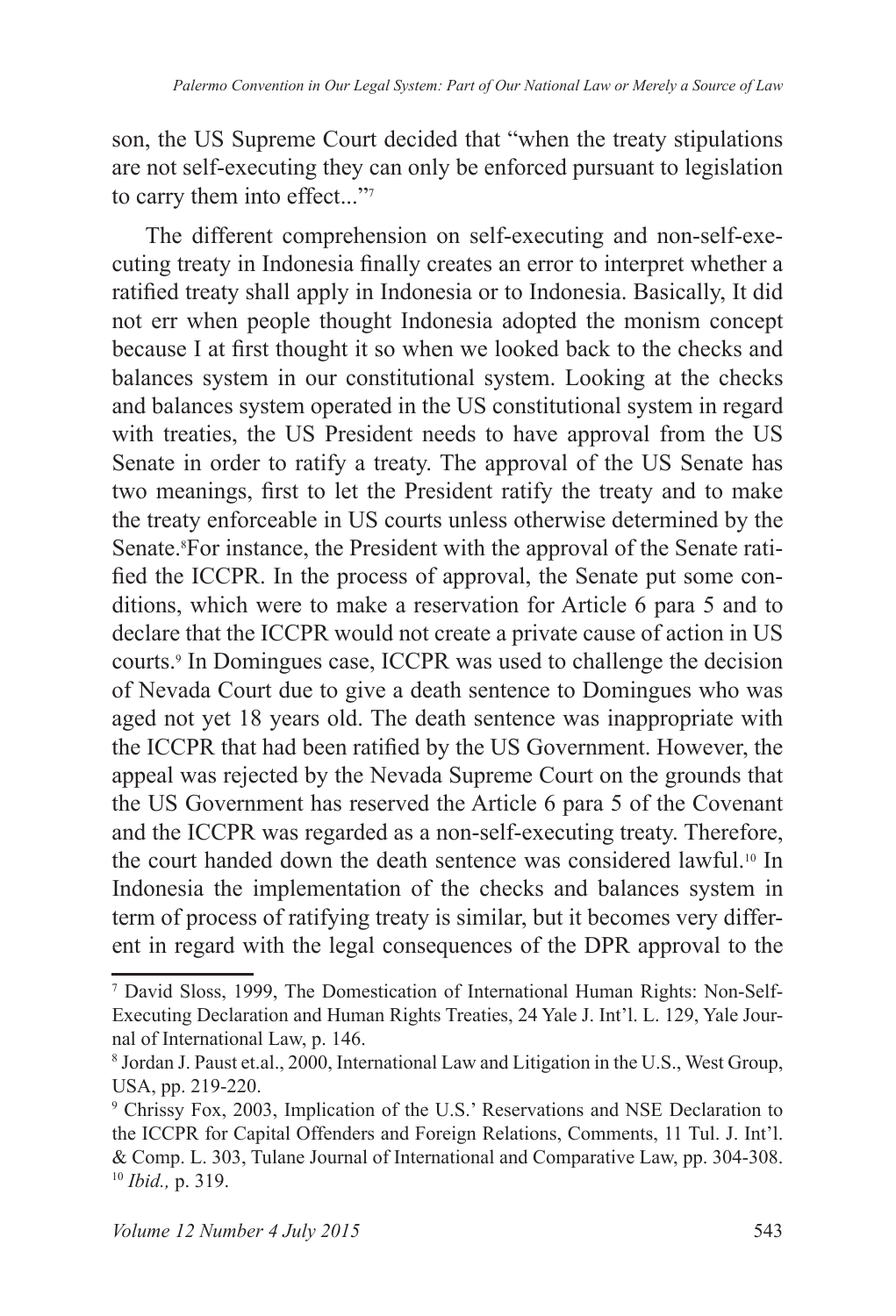son, the US Supreme Court decided that "when the treaty stipulations are not self-executing they can only be enforced pursuant to legislation to carry them into effect..."[7]

The different comprehension on self-executing and non-self-executing treaty in Indonesia finally creates an error to interpret whether a ratified treaty shall apply in Indonesia or to Indonesia. Basically, It did not err when people thought Indonesia adopted the monism concept because I at first thought it so when we looked back to the checks and balances system in our constitutional system. Looking at the checks and balances system operated in the US constitutional system in regard with treaties, the US President needs to have approval from the US Senate in order to ratify a treaty. The approval of the US Senate has two meanings, first to let the President ratify the treaty and to make the treaty enforceable in US courts unless otherwise determined by the Senate.[8]For instance, the President with the approval of the Senate ratified the ICCPR. In the process of approval, the Senate put some conditions, which were to make a reservation for Article 6 para 5 and to declare that the ICCPR would not create a private cause of action in US courts.[9] In Domingues case, ICCPR was used to challenge the decision of Nevada Court due to give a death sentence to Domingues who was aged not yet 18 years old. The death sentence was inappropriate with the ICCPR that had been ratified by the US Government. However, the appeal was rejected by the Nevada Supreme Court on the grounds that the US Government has reserved the Article 6 para 5 of the Covenant and the ICCPR was regarded as a non-self-executing treaty. Therefore, the court handed down the death sentence was considered lawful.[10] In Indonesia the implementation of the checks and balances system in term of process of ratifying treaty is similar, but it becomes very different in regard with the legal consequences of the DPR approval to the

---

[7] David Sloss, 1999, The Domestication of International Human Rights: Non-Self-Executing Declaration and Human Rights Treaties, 24 Yale J. Int'l. L. 129, Yale Journal of International Law, p. 146.

[8] Jordan J. Paust et.al., 2000, International Law and Litigation in the U.S., West Group, USA, pp. 219-220.

[9] Chrissy Fox, 2003, Implication of the U.S.' Reservations and NSE Declaration to the ICCPR for Capital Offenders and Foreign Relations, Comments, 11 Tul. J. Int'l. & Comp. L. 303, Tulane Journal of International and Comparative Law, pp. 304-308.

[10] *Ibid.,* p. 319.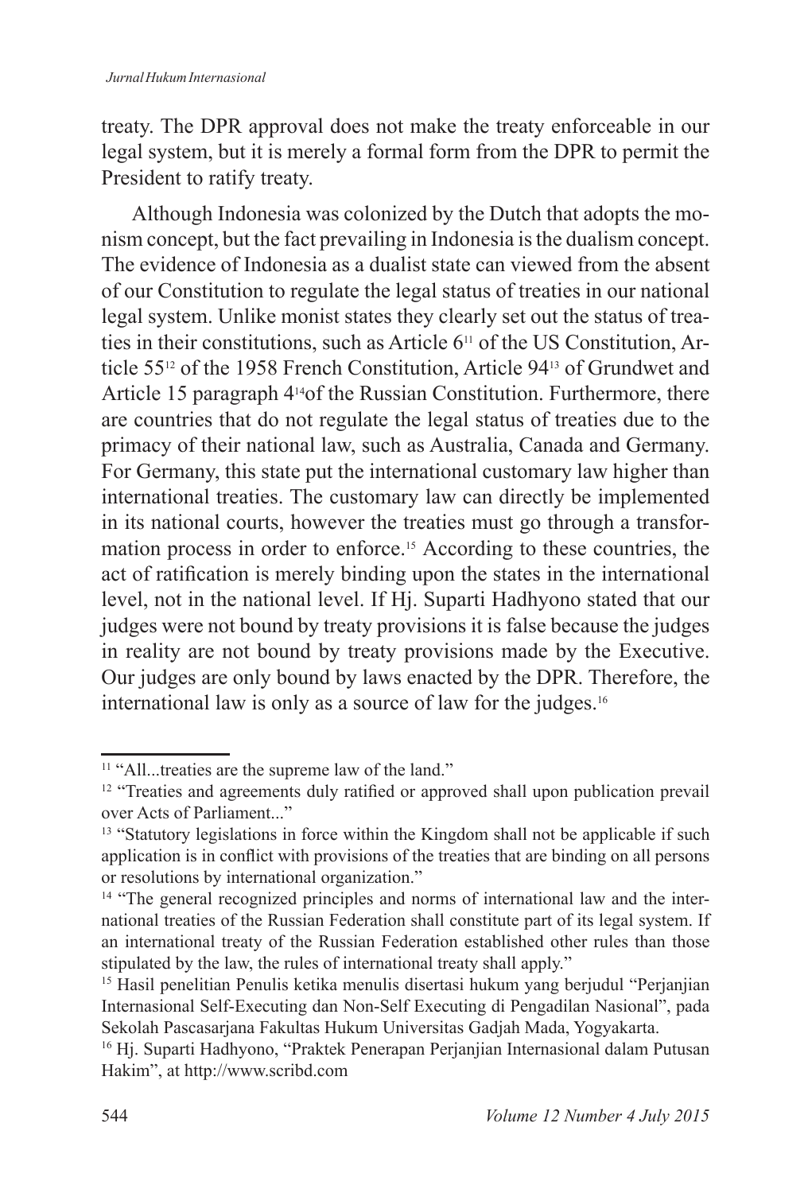treaty. The DPR approval does not make the treaty enforceable in our legal system, but it is merely a formal form from the DPR to permit the President to ratify treaty.

Although Indonesia was colonized by the Dutch that adopts the monism concept, but the fact prevailing in Indonesia is the dualism concept. The evidence of Indonesia as a dualist state can viewed from the absent of our Constitution to regulate the legal status of treaties in our national legal system. Unlike monist states they clearly set out the status of treaties in their constitutions, such as Article 6[11] of the US Constitution, Article 55[12] of the 1958 French Constitution, Article 94[13] of Grundwet and Article 15 paragraph 4[14] of the Russian Constitution. Furthermore, there are countries that do not regulate the legal status of treaties due to the primacy of their national law, such as Australia, Canada and Germany. For Germany, this state put the international customary law higher than international treaties. The customary law can directly be implemented in its national courts, however the treaties must go through a transformation process in order to enforce.[15] According to these countries, the act of ratification is merely binding upon the states in the international level, not in the national level. If Hj. Suparti Hadhyono stated that our judges were not bound by treaty provisions it is false because the judges in reality are not bound by treaty provisions made by the Executive. Our judges are only bound by laws enacted by the DPR. Therefore, the international law is only as a source of law for the judges.[16]

---

[11] "All...treaties are the supreme law of the land."

[12] "Treaties and agreements duly ratified or approved shall upon publication prevail over Acts of Parliament..."

[13] "Statutory legislations in force within the Kingdom shall not be applicable if such application is in conflict with provisions of the treaties that are binding on all persons or resolutions by international organization."

[14] "The general recognized principles and norms of international law and the international treaties of the Russian Federation shall constitute part of its legal system. If an international treaty of the Russian Federation established other rules than those stipulated by the law, the rules of international treaty shall apply."

[15] Hasil penelitian Penulis ketika menulis disertasi hukum yang berjudul "Perjanjian Internasional Self-Executing dan Non-Self Executing di Pengadilan Nasional", pada Sekolah Pascasarjana Fakultas Hukum Universitas Gadjah Mada, Yogyakarta.

[16] Hj. Suparti Hadhyono, "Praktek Penerapan Perjanjian Internasional dalam Putusan Hakim", at http://www.scribd.com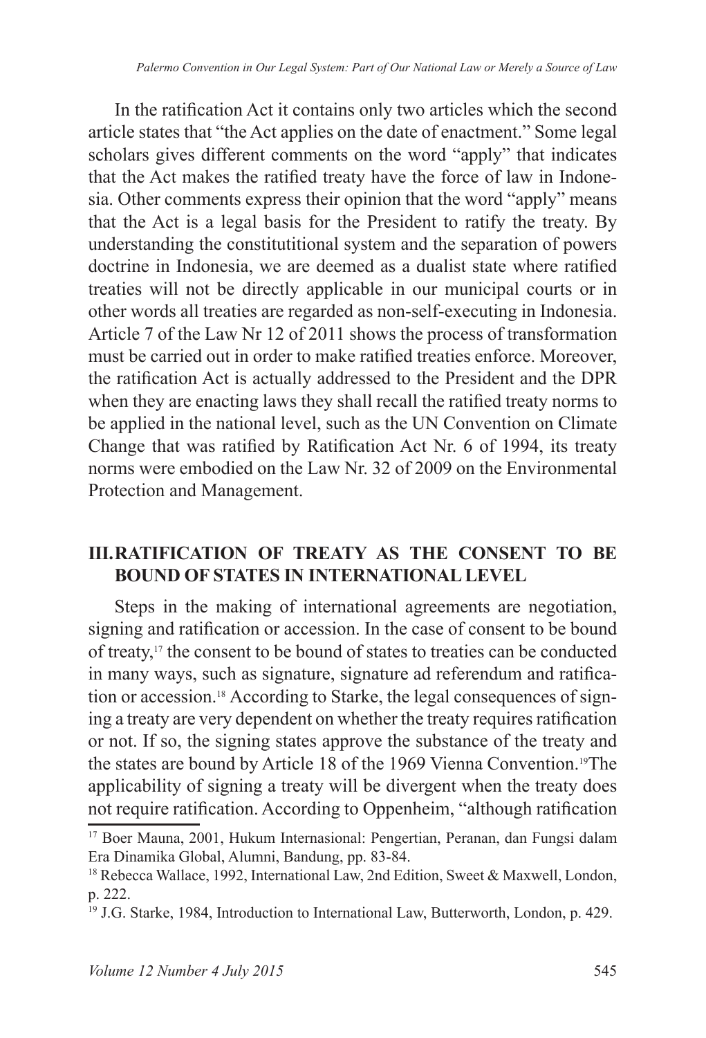In the ratification Act it contains only two articles which the second article states that "the Act applies on the date of enactment." Some legal scholars gives different comments on the word "apply" that indicates that the Act makes the ratified treaty have the force of law in Indonesia. Other comments express their opinion that the word "apply" means that the Act is a legal basis for the President to ratify the treaty. By understanding the constitutitional system and the separation of powers doctrine in Indonesia, we are deemed as a dualist state where ratified treaties will not be directly applicable in our municipal courts or in other words all treaties are regarded as non-self-executing in Indonesia. Article 7 of the Law Nr 12 of 2011 shows the process of transformation must be carried out in order to make ratified treaties enforce. Moreover, the ratification Act is actually addressed to the President and the DPR when they are enacting laws they shall recall the ratified treaty norms to be applied in the national level, such as the UN Convention on Climate Change that was ratified by Ratification Act Nr. 6 of 1994, its treaty norms were embodied on the Law Nr. 32 of 2009 on the Environmental Protection and Management.

## III. RATIFICATION OF TREATY AS THE CONSENT TO BE BOUND OF STATES IN INTERNATIONAL LEVEL

Steps in the making of international agreements are negotiation, signing and ratification or accession. In the case of consent to be bound of treaty,[17] the consent to be bound of states to treaties can be conducted in many ways, such as signature, signature ad referendum and ratification or accession.[18] According to Starke, the legal consequences of signing a treaty are very dependent on whether the treaty requires ratification or not. If so, the signing states approve the substance of the treaty and the states are bound by Article 18 of the 1969 Vienna Convention.[19]The applicability of signing a treaty will be divergent when the treaty does not require ratification. According to Oppenheim, "although ratification

[17] Boer Mauna, 2001, Hukum Internasional: Pengertian, Peranan, dan Fungsi dalam Era Dinamika Global, Alumni, Bandung, pp. 83-84.

[18] Rebecca Wallace, 1992, International Law, 2nd Edition, Sweet & Maxwell, London, p. 222.

[19] J.G. Starke, 1984, Introduction to International Law, Butterworth, London, p. 429.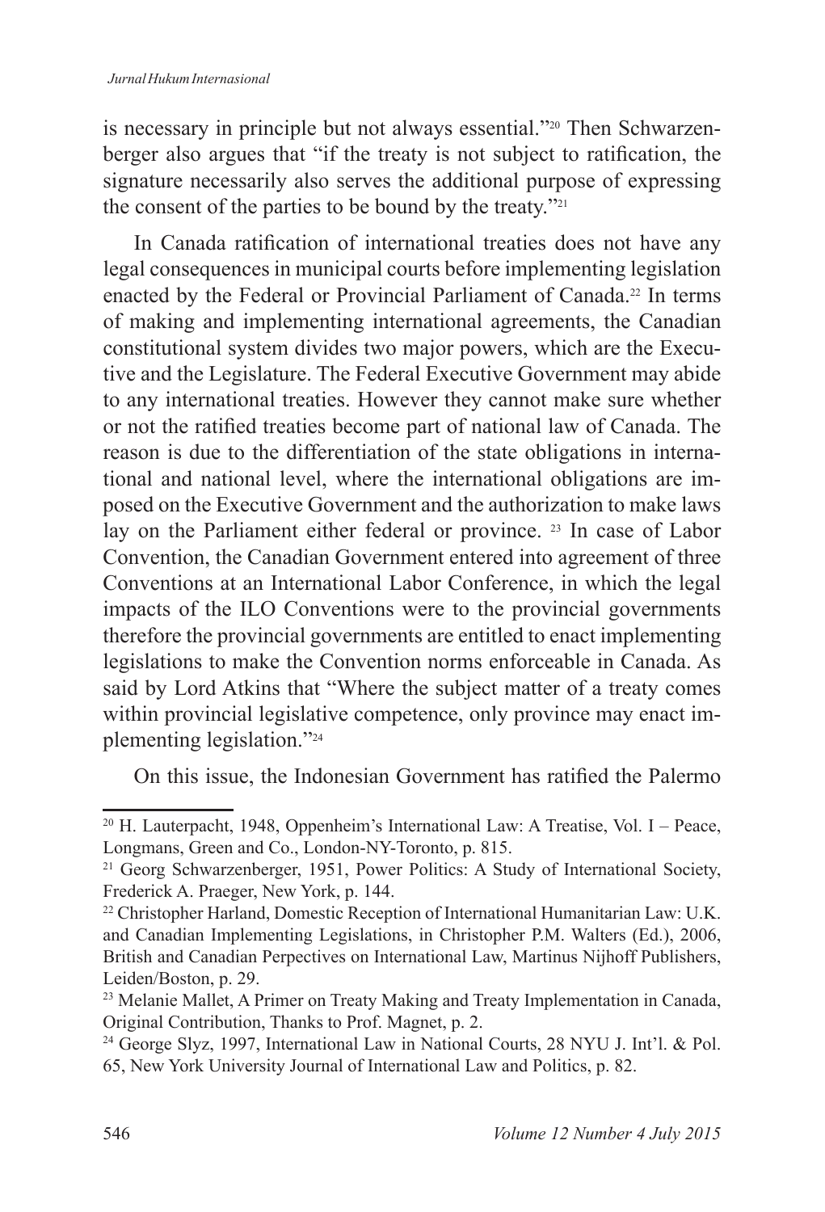is necessary in principle but not always essential."[20] Then Schwarzenberger also argues that "if the treaty is not subject to ratification, the signature necessarily also serves the additional purpose of expressing the consent of the parties to be bound by the treaty."[21]

In Canada ratification of international treaties does not have any legal consequences in municipal courts before implementing legislation enacted by the Federal or Provincial Parliament of Canada.[22] In terms of making and implementing international agreements, the Canadian constitutional system divides two major powers, which are the Executive and the Legislature. The Federal Executive Government may abide to any international treaties. However they cannot make sure whether or not the ratified treaties become part of national law of Canada. The reason is due to the differentiation of the state obligations in international and national level, where the international obligations are imposed on the Executive Government and the authorization to make laws lay on the Parliament either federal or province. [23] In case of Labor Convention, the Canadian Government entered into agreement of three Conventions at an International Labor Conference, in which the legal impacts of the ILO Conventions were to the provincial governments therefore the provincial governments are entitled to enact implementing legislations to make the Convention norms enforceable in Canada. As said by Lord Atkins that "Where the subject matter of a treaty comes within provincial legislative competence, only province may enact implementing legislation."[24]

On this issue, the Indonesian Government has ratified the Palermo

---

[20] H. Lauterpacht, 1948, Oppenheim's International Law: A Treatise, Vol. I – Peace, Longmans, Green and Co., London-NY-Toronto, p. 815.

[21] Georg Schwarzenberger, 1951, Power Politics: A Study of International Society, Frederick A. Praeger, New York, p. 144.

[22] Christopher Harland, Domestic Reception of International Humanitarian Law: U.K. and Canadian Implementing Legislations, in Christopher P.M. Walters (Ed.), 2006, British and Canadian Perpectives on International Law, Martinus Nijhoff Publishers, Leiden/Boston, p. 29.

[23] Melanie Mallet, A Primer on Treaty Making and Treaty Implementation in Canada, Original Contribution, Thanks to Prof. Magnet, p. 2.

[24] George Slyz, 1997, International Law in National Courts, 28 NYU J. Int'l. & Pol. 65, New York University Journal of International Law and Politics, p. 82.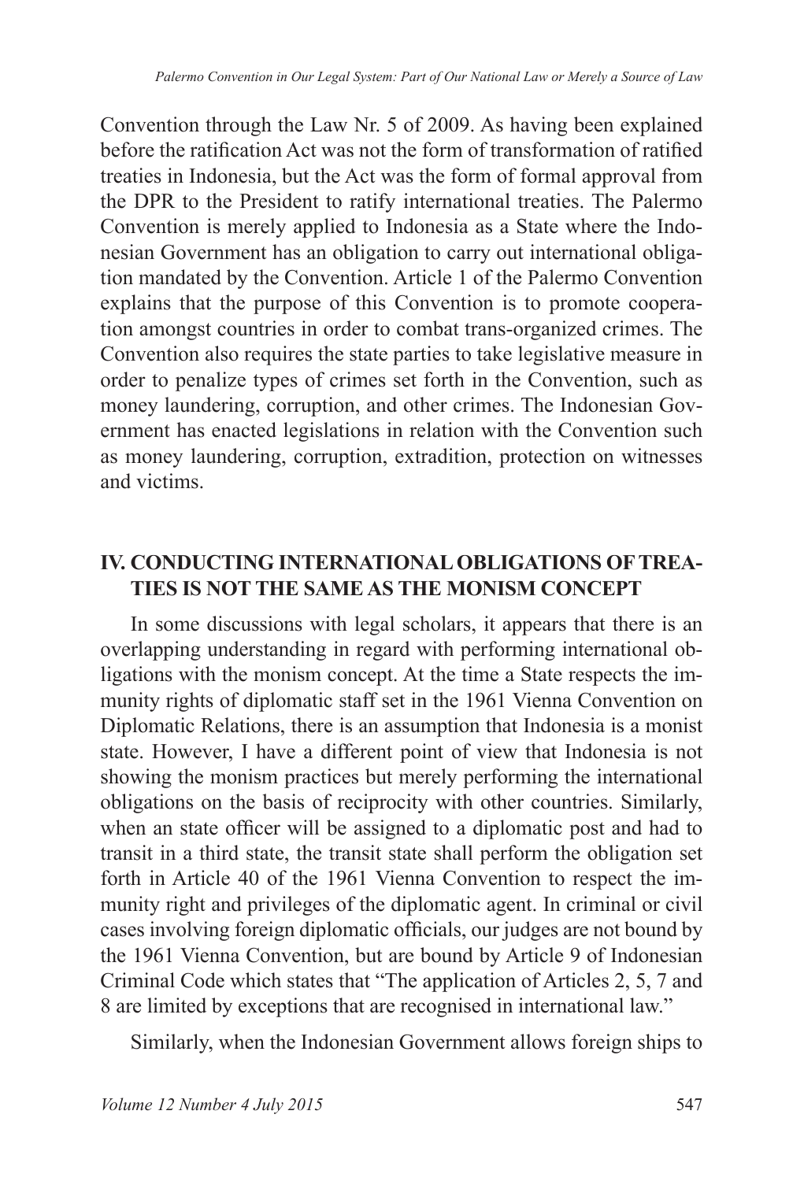Convention through the Law Nr. 5 of 2009. As having been explained before the ratification Act was not the form of transformation of ratified treaties in Indonesia, but the Act was the form of formal approval from the DPR to the President to ratify international treaties. The Palermo Convention is merely applied to Indonesia as a State where the Indonesian Government has an obligation to carry out international obligation mandated by the Convention. Article 1 of the Palermo Convention explains that the purpose of this Convention is to promote cooperation amongst countries in order to combat trans-organized crimes. The Convention also requires the state parties to take legislative measure in order to penalize types of crimes set forth in the Convention, such as money laundering, corruption, and other crimes. The Indonesian Government has enacted legislations in relation with the Convention such as money laundering, corruption, extradition, protection on witnesses and victims.

## IV. CONDUCTING INTERNATIONAL OBLIGATIONS OF TREATIES IS NOT THE SAME AS THE MONISM CONCEPT

In some discussions with legal scholars, it appears that there is an overlapping understanding in regard with performing international obligations with the monism concept. At the time a State respects the immunity rights of diplomatic staff set in the 1961 Vienna Convention on Diplomatic Relations, there is an assumption that Indonesia is a monist state. However, I have a different point of view that Indonesia is not showing the monism practices but merely performing the international obligations on the basis of reciprocity with other countries. Similarly, when an state officer will be assigned to a diplomatic post and had to transit in a third state, the transit state shall perform the obligation set forth in Article 40 of the 1961 Vienna Convention to respect the immunity right and privileges of the diplomatic agent. In criminal or civil cases involving foreign diplomatic officials, our judges are not bound by the 1961 Vienna Convention, but are bound by Article 9 of Indonesian Criminal Code which states that "The application of Articles 2, 5, 7 and 8 are limited by exceptions that are recognised in international law."

Similarly, when the Indonesian Government allows foreign ships to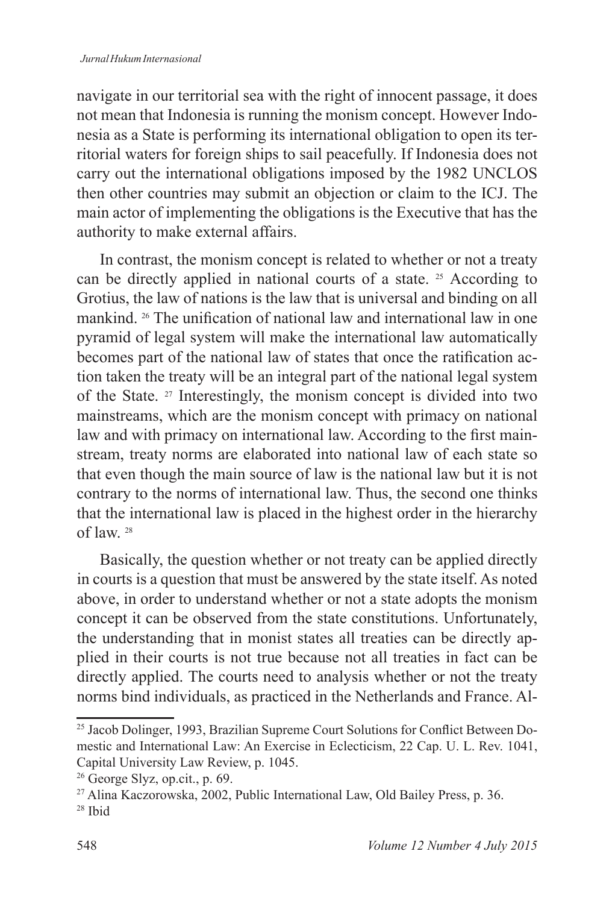navigate in our territorial sea with the right of innocent passage, it does not mean that Indonesia is running the monism concept. However Indonesia as a State is performing its international obligation to open its territorial waters for foreign ships to sail peacefully. If Indonesia does not carry out the international obligations imposed by the 1982 UNCLOS then other countries may submit an objection or claim to the ICJ. The main actor of implementing the obligations is the Executive that has the authority to make external affairs.

In contrast, the monism concept is related to whether or not a treaty can be directly applied in national courts of a state. [25] According to Grotius, the law of nations is the law that is universal and binding on all mankind. [26] The unification of national law and international law in one pyramid of legal system will make the international law automatically becomes part of the national law of states that once the ratification action taken the treaty will be an integral part of the national legal system of the State. [27] Interestingly, the monism concept is divided into two mainstreams, which are the monism concept with primacy on national law and with primacy on international law. According to the first mainstream, treaty norms are elaborated into national law of each state so that even though the main source of law is the national law but it is not contrary to the norms of international law. Thus, the second one thinks that the international law is placed in the highest order in the hierarchy of law. [28]

Basically, the question whether or not treaty can be applied directly in courts is a question that must be answered by the state itself. As noted above, in order to understand whether or not a state adopts the monism concept it can be observed from the state constitutions. Unfortunately, the understanding that in monist states all treaties can be directly applied in their courts is not true because not all treaties in fact can be directly applied. The courts need to analysis whether or not the treaty norms bind individuals, as practiced in the Netherlands and France. Al-

---

[25] Jacob Dolinger, 1993, Brazilian Supreme Court Solutions for Conflict Between Domestic and International Law: An Exercise in Eclecticism, 22 Cap. U. L. Rev. 1041, Capital University Law Review, p. 1045.

[26] George Slyz, op.cit., p. 69.

[27] Alina Kaczorowska, 2002, Public International Law, Old Bailey Press, p. 36.

[28] Ibid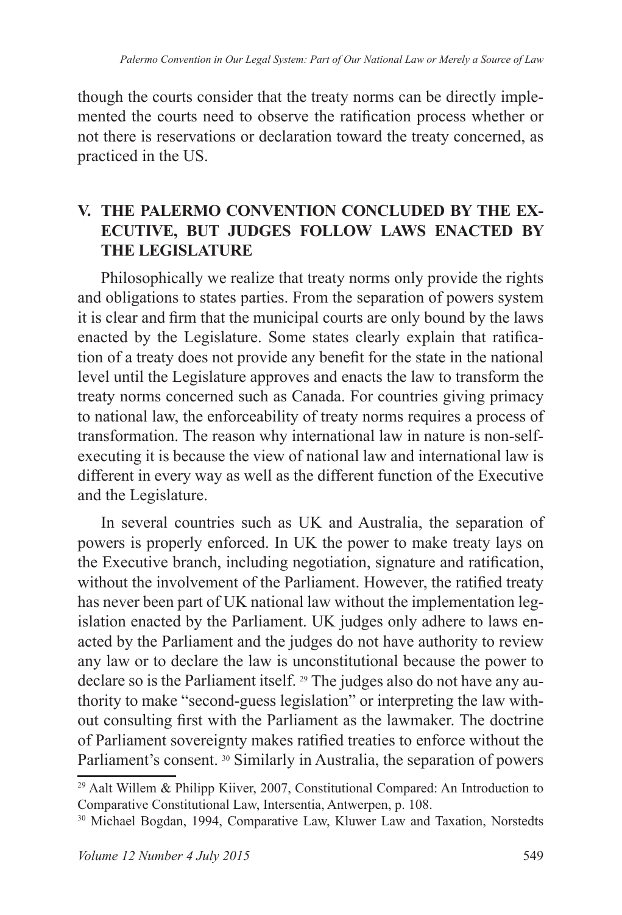though the courts consider that the treaty norms can be directly implemented the courts need to observe the ratification process whether or not there is reservations or declaration toward the treaty concerned, as practiced in the US.

## V. THE PALERMO CONVENTION CONCLUDED BY THE EXECUTIVE, BUT JUDGES FOLLOW LAWS ENACTED BY THE LEGISLATURE

Philosophically we realize that treaty norms only provide the rights and obligations to states parties. From the separation of powers system it is clear and firm that the municipal courts are only bound by the laws enacted by the Legislature. Some states clearly explain that ratification of a treaty does not provide any benefit for the state in the national level until the Legislature approves and enacts the law to transform the treaty norms concerned such as Canada. For countries giving primacy to national law, the enforceability of treaty norms requires a process of transformation. The reason why international law in nature is non-self-executing it is because the view of national law and international law is different in every way as well as the different function of the Executive and the Legislature.

In several countries such as UK and Australia, the separation of powers is properly enforced. In UK the power to make treaty lays on the Executive branch, including negotiation, signature and ratification, without the involvement of the Parliament. However, the ratified treaty has never been part of UK national law without the implementation legislation enacted by the Parliament. UK judges only adhere to laws enacted by the Parliament and the judges do not have authority to review any law or to declare the law is unconstitutional because the power to declare so is the Parliament itself. [29] The judges also do not have any authority to make "second-guess legislation" or interpreting the law without consulting first with the Parliament as the lawmaker. The doctrine of Parliament sovereignty makes ratified treaties to enforce without the Parliament's consent. [30] Similarly in Australia, the separation of powers

---

[29] Aalt Willem & Philipp Kiiver, 2007, Constitutional Compared: An Introduction to Comparative Constitutional Law, Intersentia, Antwerpen, p. 108.

[30] Michael Bogdan, 1994, Comparative Law, Kluwer Law and Taxation, Norstedts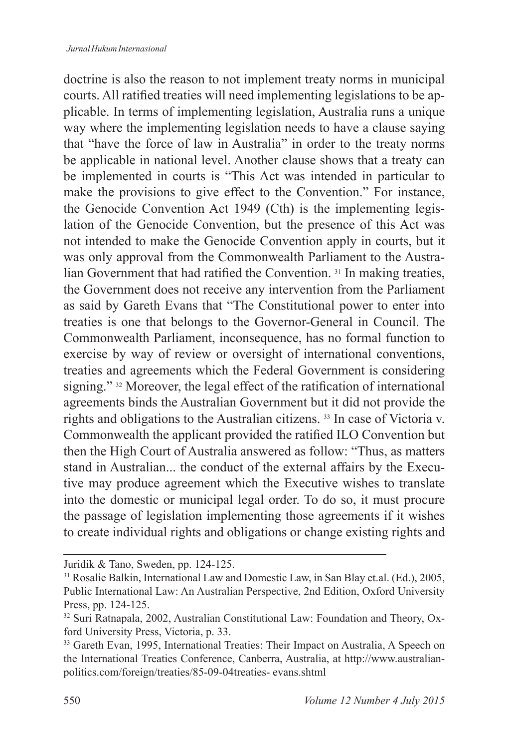doctrine is also the reason to not implement treaty norms in municipal courts. All ratified treaties will need implementing legislations to be applicable. In terms of implementing legislation, Australia runs a unique way where the implementing legislation needs to have a clause saying that "have the force of law in Australia" in order to the treaty norms be applicable in national level. Another clause shows that a treaty can be implemented in courts is "This Act was intended in particular to make the provisions to give effect to the Convention." For instance, the Genocide Convention Act 1949 (Cth) is the implementing legislation of the Genocide Convention, but the presence of this Act was not intended to make the Genocide Convention apply in courts, but it was only approval from the Commonwealth Parliament to the Australian Government that had ratified the Convention. [31] In making treaties, the Government does not receive any intervention from the Parliament as said by Gareth Evans that "The Constitutional power to enter into treaties is one that belongs to the Governor-General in Council. The Commonwealth Parliament, inconsequence, has no formal function to exercise by way of review or oversight of international conventions, treaties and agreements which the Federal Government is considering signing." [32] Moreover, the legal effect of the ratification of international agreements binds the Australian Government but it did not provide the rights and obligations to the Australian citizens. [33] In case of Victoria v. Commonwealth the applicant provided the ratified ILO Convention but then the High Court of Australia answered as follow: "Thus, as matters stand in Australian... the conduct of the external affairs by the Executive may produce agreement which the Executive wishes to translate into the domestic or municipal legal order. To do so, it must procure the passage of legislation implementing those agreements if it wishes to create individual rights and obligations or change existing rights and

---

Juridik & Tano, Sweden, pp. 124-125.

[31] Rosalie Balkin, International Law and Domestic Law, in San Blay et.al. (Ed.), 2005, Public International Law: An Australian Perspective, 2nd Edition, Oxford University Press, pp. 124-125.

[32] Suri Ratnapala, 2002, Australian Constitutional Law: Foundation and Theory, Oxford University Press, Victoria, p. 33.

[33] Gareth Evan, 1995, International Treaties: Their Impact on Australia, A Speech on the International Treaties Conference, Canberra, Australia, at http://www.australianpolitics.com/foreign/treaties/85-09-04treaties- evans.shtml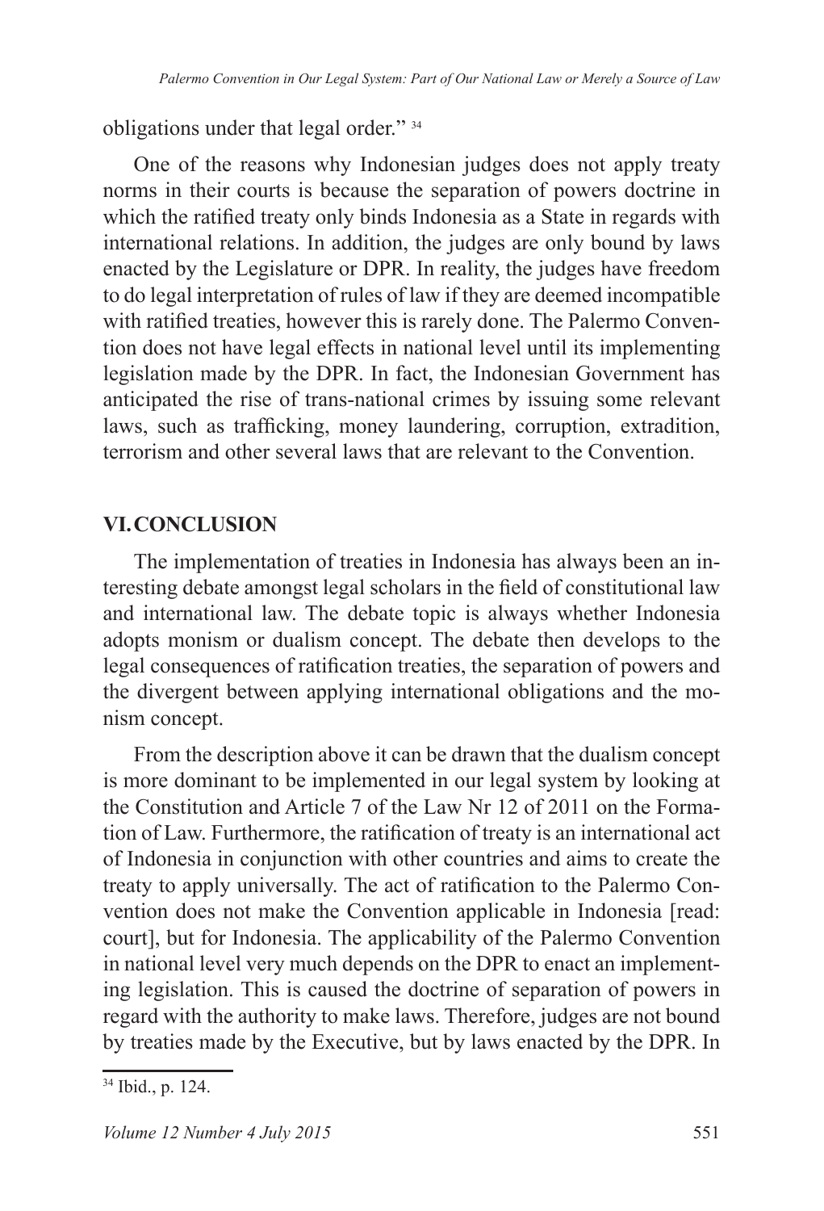obligations under that legal order." [34]

One of the reasons why Indonesian judges does not apply treaty norms in their courts is because the separation of powers doctrine in which the ratified treaty only binds Indonesia as a State in regards with international relations. In addition, the judges are only bound by laws enacted by the Legislature or DPR. In reality, the judges have freedom to do legal interpretation of rules of law if they are deemed incompatible with ratified treaties, however this is rarely done. The Palermo Convention does not have legal effects in national level until its implementing legislation made by the DPR. In fact, the Indonesian Government has anticipated the rise of trans-national crimes by issuing some relevant laws, such as trafficking, money laundering, corruption, extradition, terrorism and other several laws that are relevant to the Convention.

## VI. CONCLUSION

The implementation of treaties in Indonesia has always been an interesting debate amongst legal scholars in the field of constitutional law and international law. The debate topic is always whether Indonesia adopts monism or dualism concept. The debate then develops to the legal consequences of ratification treaties, the separation of powers and the divergent between applying international obligations and the monism concept.

From the description above it can be drawn that the dualism concept is more dominant to be implemented in our legal system by looking at the Constitution and Article 7 of the Law Nr 12 of 2011 on the Formation of Law. Furthermore, the ratification of treaty is an international act of Indonesia in conjunction with other countries and aims to create the treaty to apply universally. The act of ratification to the Palermo Convention does not make the Convention applicable in Indonesia [read: court], but for Indonesia. The applicability of the Palermo Convention in national level very much depends on the DPR to enact an implementing legislation. This is caused the doctrine of separation of powers in regard with the authority to make laws. Therefore, judges are not bound by treaties made by the Executive, but by laws enacted by the DPR. In

[34] Ibid., p. 124.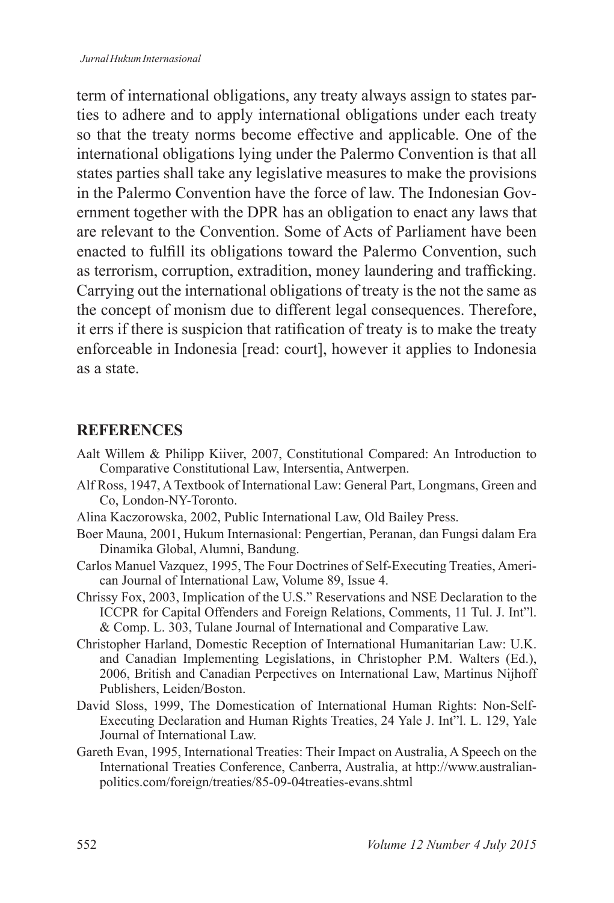term of international obligations, any treaty always assign to states parties to adhere and to apply international obligations under each treaty so that the treaty norms become effective and applicable. One of the international obligations lying under the Palermo Convention is that all states parties shall take any legislative measures to make the provisions in the Palermo Convention have the force of law. The Indonesian Government together with the DPR has an obligation to enact any laws that are relevant to the Convention. Some of Acts of Parliament have been enacted to fulfill its obligations toward the Palermo Convention, such as terrorism, corruption, extradition, money laundering and trafficking. Carrying out the international obligations of treaty is the not the same as the concept of monism due to different legal consequences. Therefore, it errs if there is suspicion that ratification of treaty is to make the treaty enforceable in Indonesia [read: court], however it applies to Indonesia as a state.

## REFERENCES

Aalt Willem & Philipp Kiiver, 2007, Constitutional Compared: An Introduction to Comparative Constitutional Law, Intersentia, Antwerpen.

Alf Ross, 1947, A Textbook of International Law: General Part, Longmans, Green and Co, London-NY-Toronto.

Alina Kaczorowska, 2002, Public International Law, Old Bailey Press.

Boer Mauna, 2001, Hukum Internasional: Pengertian, Peranan, dan Fungsi dalam Era Dinamika Global, Alumni, Bandung.

Carlos Manuel Vazquez, 1995, The Four Doctrines of Self-Executing Treaties, American Journal of International Law, Volume 89, Issue 4.

Chrissy Fox, 2003, Implication of the U.S." Reservations and NSE Declaration to the ICCPR for Capital Offenders and Foreign Relations, Comments, 11 Tul. J. Int"l. & Comp. L. 303, Tulane Journal of International and Comparative Law.

Christopher Harland, Domestic Reception of International Humanitarian Law: U.K. and Canadian Implementing Legislations, in Christopher P.M. Walters (Ed.), 2006, British and Canadian Perpectives on International Law, Martinus Nijhoff Publishers, Leiden/Boston.

David Sloss, 1999, The Domestication of International Human Rights: Non-Self-Executing Declaration and Human Rights Treaties, 24 Yale J. Int"l. L. 129, Yale Journal of International Law.

Gareth Evan, 1995, International Treaties: Their Impact on Australia, A Speech on the International Treaties Conference, Canberra, Australia, at http://www.australian-politics.com/foreign/treaties/85-09-04treaties-evans.shtml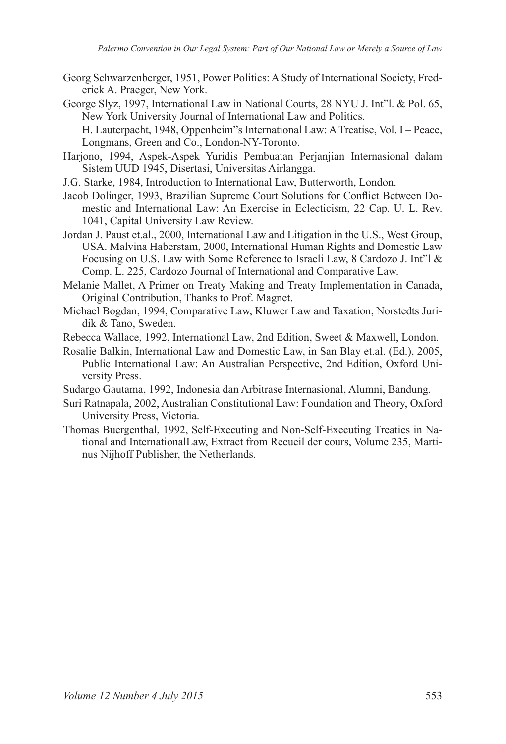Georg Schwarzenberger, 1951, Power Politics: A Study of International Society, Frederick A. Praeger, New York.

George Slyz, 1997, International Law in National Courts, 28 NYU J. Int"l. & Pol. 65, New York University Journal of International Law and Politics.

H. Lauterpacht, 1948, Oppenheim"s International Law: A Treatise, Vol. I – Peace, Longmans, Green and Co., London-NY-Toronto.

Harjono, 1994, Aspek-Aspek Yuridis Pembuatan Perjanjian Internasional dalam Sistem UUD 1945, Disertasi, Universitas Airlangga.

J.G. Starke, 1984, Introduction to International Law, Butterworth, London.

Jacob Dolinger, 1993, Brazilian Supreme Court Solutions for Conflict Between Domestic and International Law: An Exercise in Eclecticism, 22 Cap. U. L. Rev. 1041, Capital University Law Review.

Jordan J. Paust et.al., 2000, International Law and Litigation in the U.S., West Group, USA. Malvina Haberstam, 2000, International Human Rights and Domestic Law Focusing on U.S. Law with Some Reference to Israeli Law, 8 Cardozo J. Int"l & Comp. L. 225, Cardozo Journal of International and Comparative Law.

Melanie Mallet, A Primer on Treaty Making and Treaty Implementation in Canada, Original Contribution, Thanks to Prof. Magnet.

Michael Bogdan, 1994, Comparative Law, Kluwer Law and Taxation, Norstedts Juridik & Tano, Sweden.

Rebecca Wallace, 1992, International Law, 2nd Edition, Sweet & Maxwell, London.

Rosalie Balkin, International Law and Domestic Law, in San Blay et.al. (Ed.), 2005, Public International Law: An Australian Perspective, 2nd Edition, Oxford University Press.

Sudargo Gautama, 1992, Indonesia dan Arbitrase Internasional, Alumni, Bandung.

Suri Ratnapala, 2002, Australian Constitutional Law: Foundation and Theory, Oxford University Press, Victoria.

Thomas Buergenthal, 1992, Self-Executing and Non-Self-Executing Treaties in National and InternationalLaw, Extract from Recueil der cours, Volume 235, Martinus Nijhoff Publisher, the Netherlands.